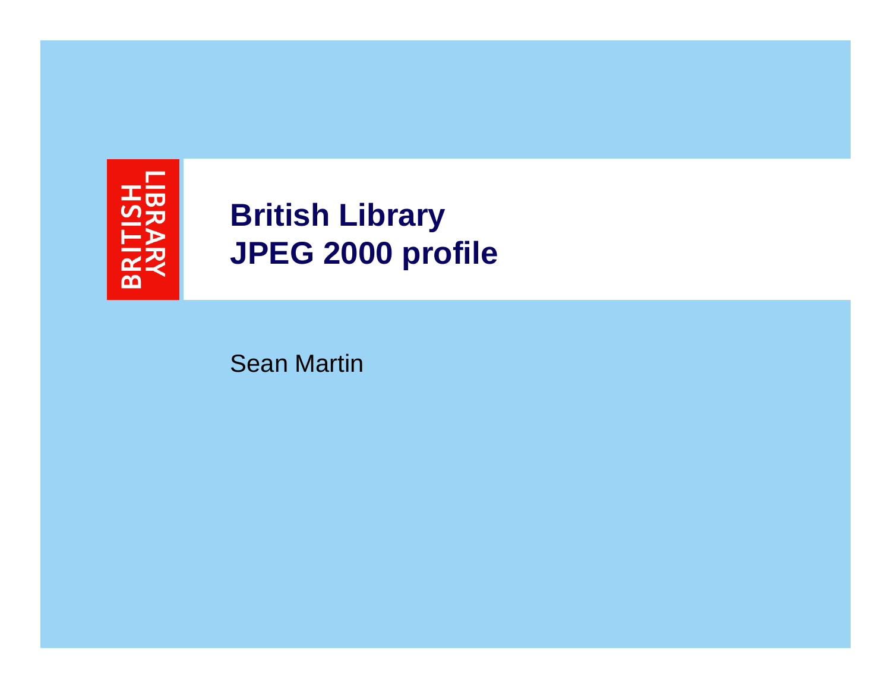# British Library JPEG 2000 profile

Sean Martin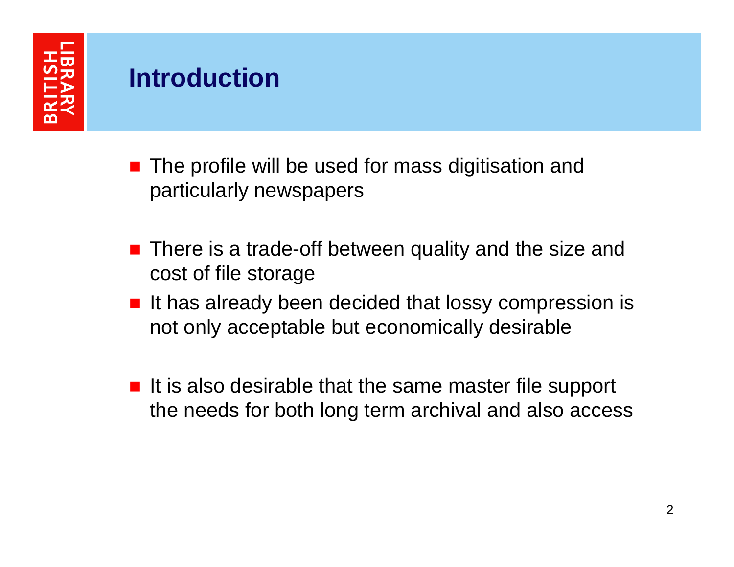# Introduction

- The profile will be used for mass digitisation and particularly newspapers

- There is a trade-off between quality and the size and cost of file storage
- It has already been decided that lossy compression is not only acceptable but economically desirable

- It is also desirable that the same master file support the needs for both long term archival and also access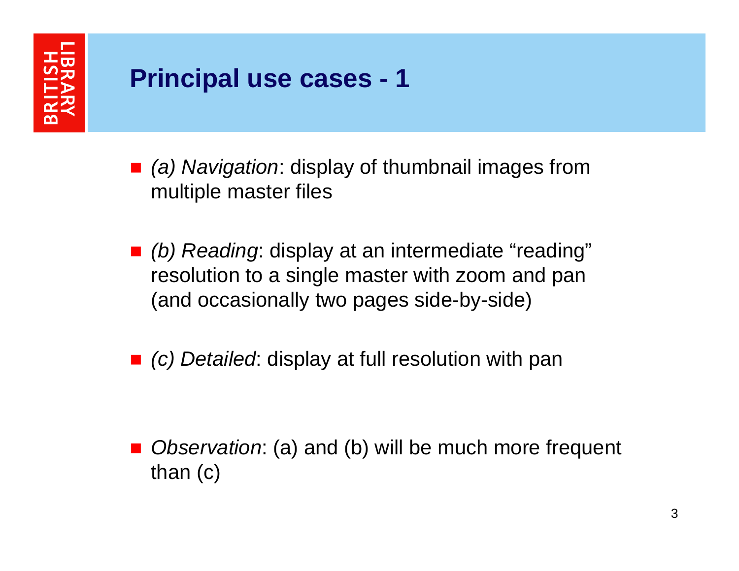# Principal use cases - 1

- *(a) Navigation*: display of thumbnail images from multiple master files

- *(b) Reading*: display at an intermediate “reading” resolution to a single master with zoom and pan (and occasionally two pages side-by-side)

- *(c) Detailed*: display at full resolution with pan

- *Observation*: (a) and (b) will be much more frequent than (c)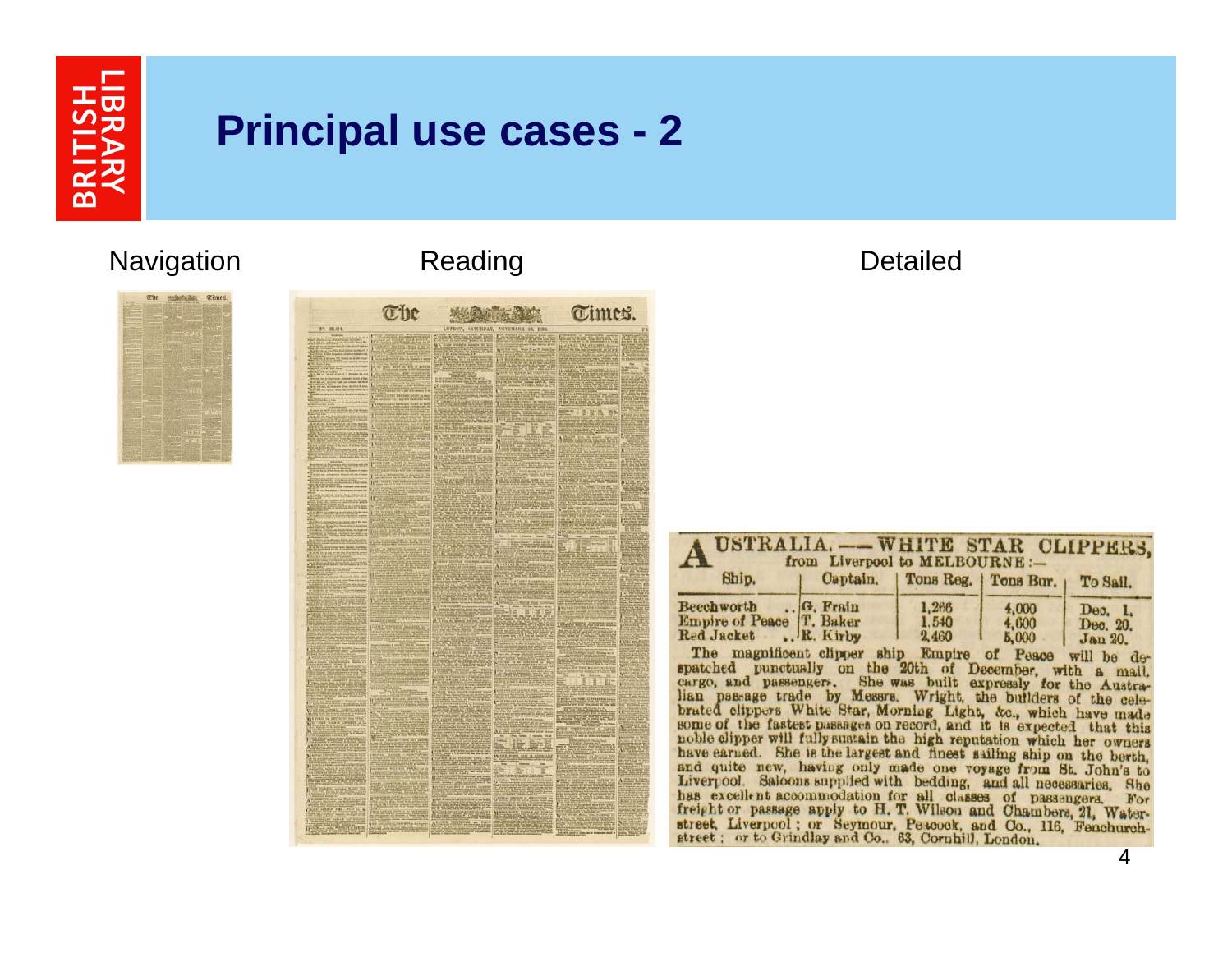# Principal use cases - 2

Navigation

Reading

Detailed

AUSTRALIA. — WHITE STAR CLIPPERS, from Liverpool to MELBOURNE:—

| Ship. | Captain. | Tons Reg. | Tons Bur. | To Sail. |
|---|---|---|---|---|
| Beechworth .. | G. Frain | 1,266 | 4,000 | Dec. 1. |
| Empire of Peace | T. Baker | 1,540 | 4,600 | Dec. 20. |
| Red Jacket .. | R. Kirby | 2,460 | 5,000 | Jan 20. |

The magnificent clipper ship Empire of Peace will be despatched punctually on the 20th of December, with a mail, cargo, and passengers. She was built expressly for the Australian passage trade by Messrs. Wright, the builders of the celebrated clippers White Star, Morning Light, &c., which have made some of the fastest passages on record, and it is expected that this noble clipper will fully sustain the high reputation which her owners have earned. She is the largest and finest sailing ship on the berth, and quite new, having only made one voyage from St. John's to Liverpool. Saloons supplied with bedding, and all necessaries. She has excellent accommodation for all classes of passengers. For freight or passage apply to H. T. Wilson and Chambers, 21, Water-street, Liverpool; or Seymour, Peacock, and Co., 116, Fenchurch-street; or to Grindlay and Co., 63, Cornhill, London.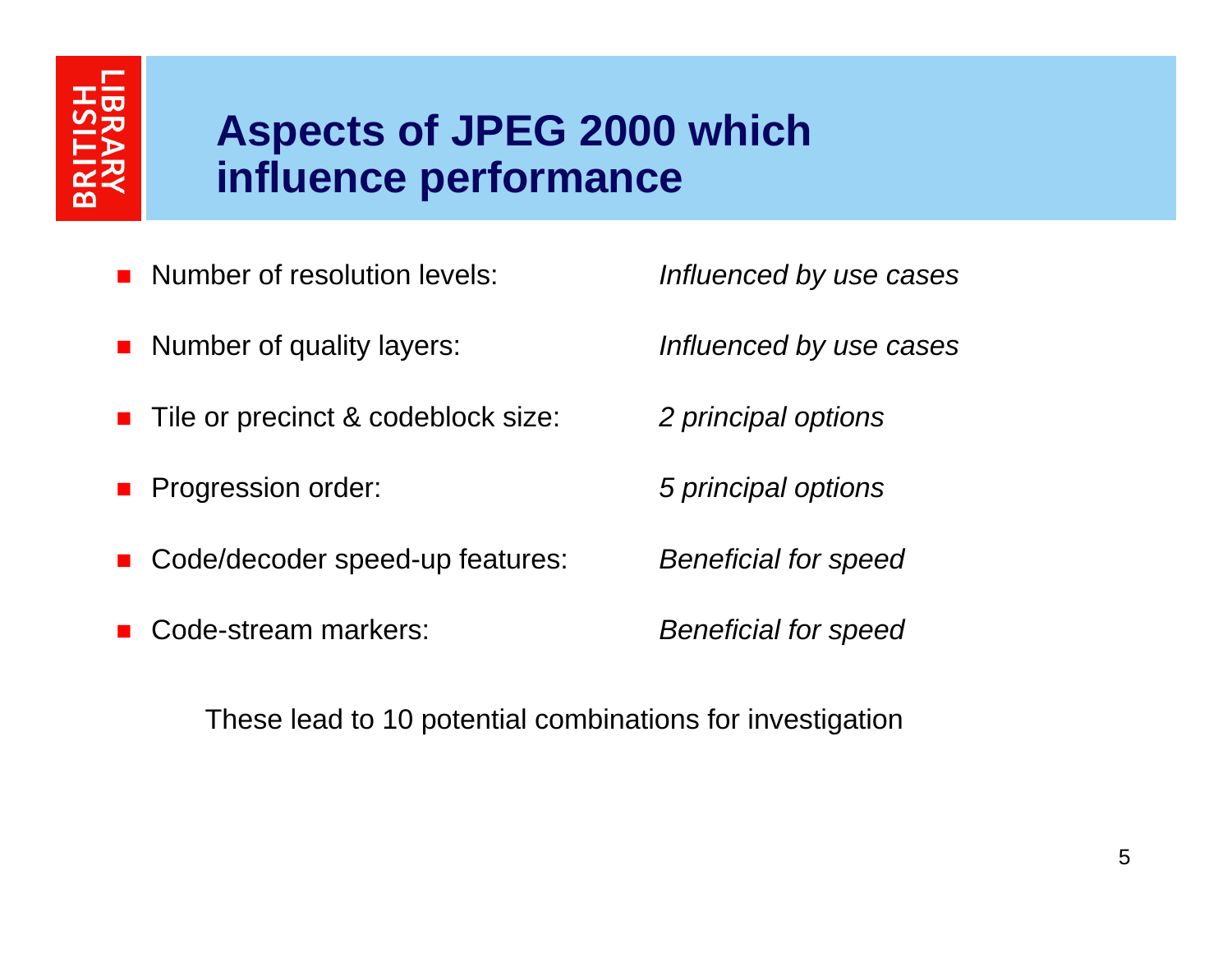# Aspects of JPEG 2000 which influence performance

- Number of resolution levels: *Influenced by use cases*
- Number of quality layers: *Influenced by use cases*
- Tile or precinct & codeblock size: *2 principal options*
- Progression order: *5 principal options*
- Code/decoder speed-up features: *Beneficial for speed*
- Code-stream markers: *Beneficial for speed*

These lead to 10 potential combinations for investigation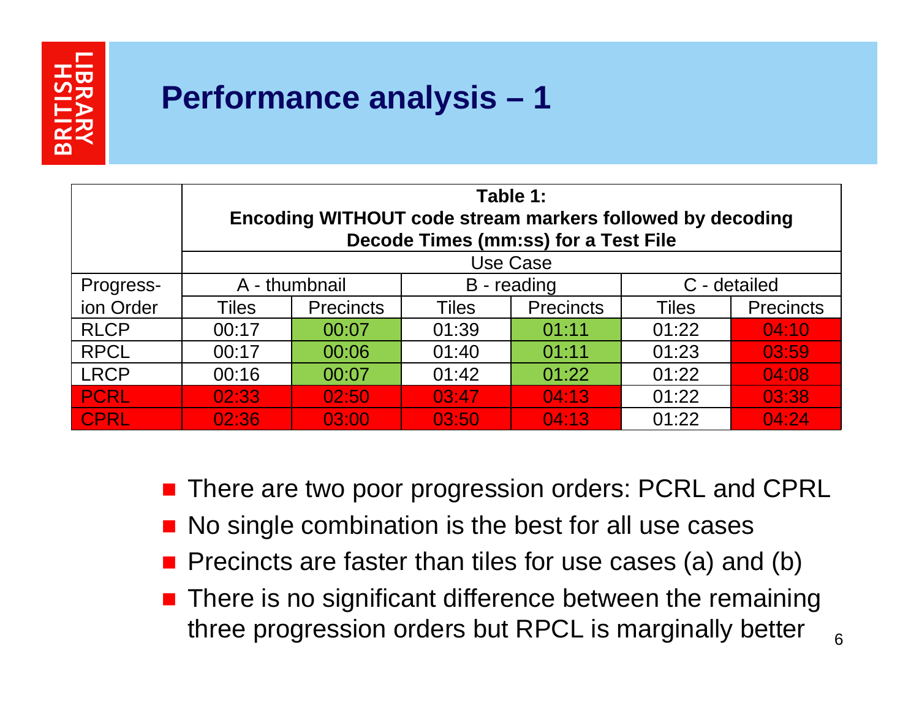# Performance analysis – 1

| | **Table 1: Encoding WITHOUT code stream markers followed by decoding Decode Times (mm:ss) for a Test File** | | | | | |
|---|---|---|---|---|---|---|
| | Use Case | | | | | |
| Progress-ion Order | A - thumbnail | | B - reading | | C - detailed | |
| | Tiles | Precincts | Tiles | Precincts | Tiles | Precincts |
| RLCP | 00:17 | 00:07 | 01:39 | 01:11 | 01:22 | 04:10 |
| RPCL | 00:17 | 00:06 | 01:40 | 01:11 | 01:23 | 03:59 |
| LRCP | 00:16 | 00:07 | 01:42 | 01:22 | 01:22 | 04:08 |
| PCRL | 02:33 | 02:50 | 03:47 | 04:13 | 01:22 | 03:38 |
| CPRL | 02:36 | 03:00 | 03:50 | 04:13 | 01:22 | 04:24 |

- There are two poor progression orders: PCRL and CPRL
- No single combination is the best for all use cases
- Precincts are faster than tiles for use cases (a) and (b)
- There is no significant difference between the remaining three progression orders but RPCL is marginally better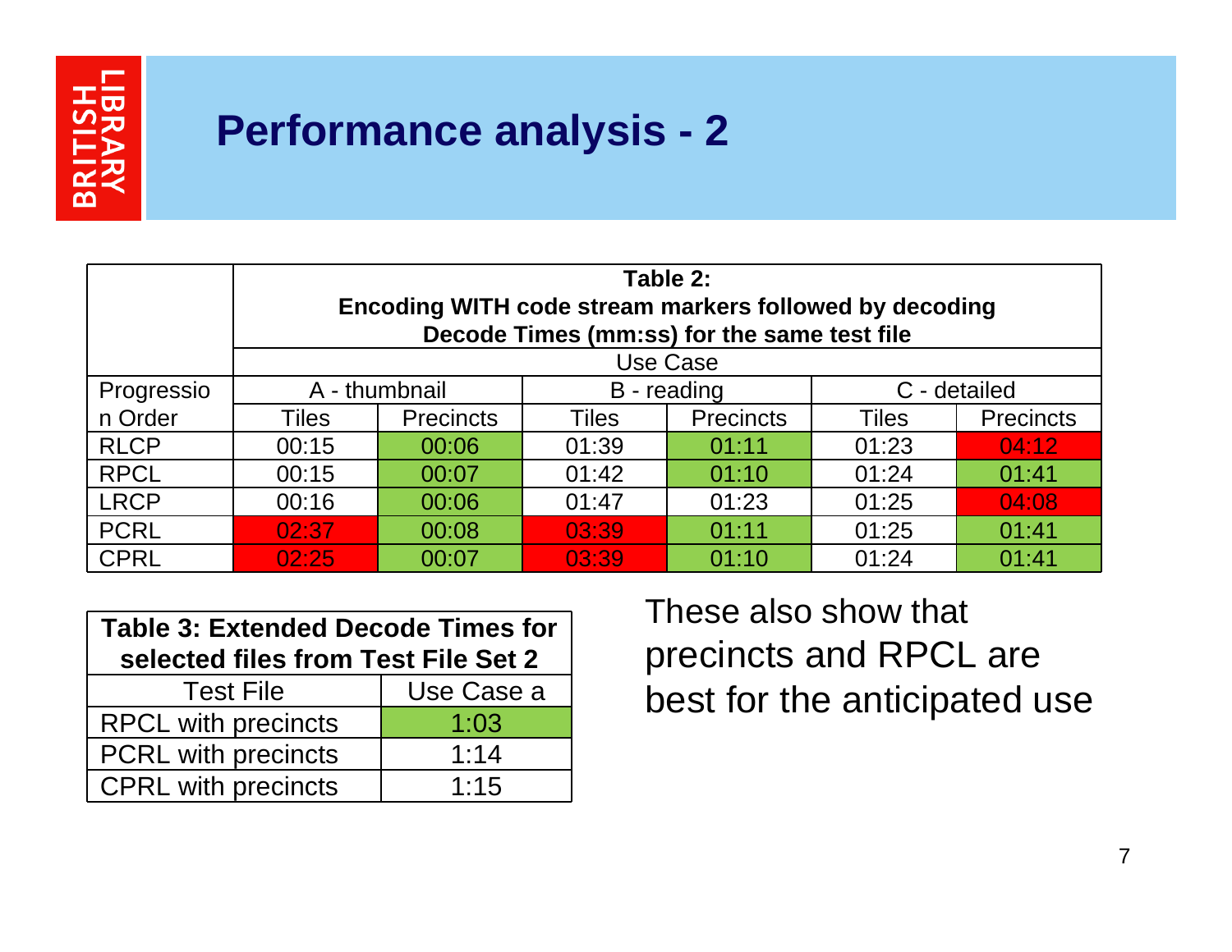# Performance analysis - 2

| Progression Order | **Table 2: Encoding WITH code stream markers followed by decoding Decode Times (mm:ss) for the same test file** | | | | | |
|---|---|---|---|---|---|---|
| | Use Case | | | | | |
| | A - thumbnail | | B - reading | | C - detailed | |
| | Tiles | Precincts | Tiles | Precincts | Tiles | Precincts |
| RLCP | 00:15 | 00:06 | 01:39 | 01:11 | 01:23 | 04:12 |
| RPCL | 00:15 | 00:07 | 01:42 | 01:10 | 01:24 | 01:41 |
| LRCP | 00:16 | 00:06 | 01:47 | 01:23 | 01:25 | 04:08 |
| PCRL | 02:37 | 00:08 | 03:39 | 01:11 | 01:25 | 01:41 |
| CPRL | 02:25 | 00:07 | 03:39 | 01:10 | 01:24 | 01:41 |

| **Table 3: Extended Decode Times for selected files from Test File Set 2** | |
|---|---|
| Test File | Use Case a |
| RPCL with precincts | 1:03 |
| PCRL with precincts | 1:14 |
| CPRL with precincts | 1:15 |

These also show that precincts and RPCL are best for the anticipated use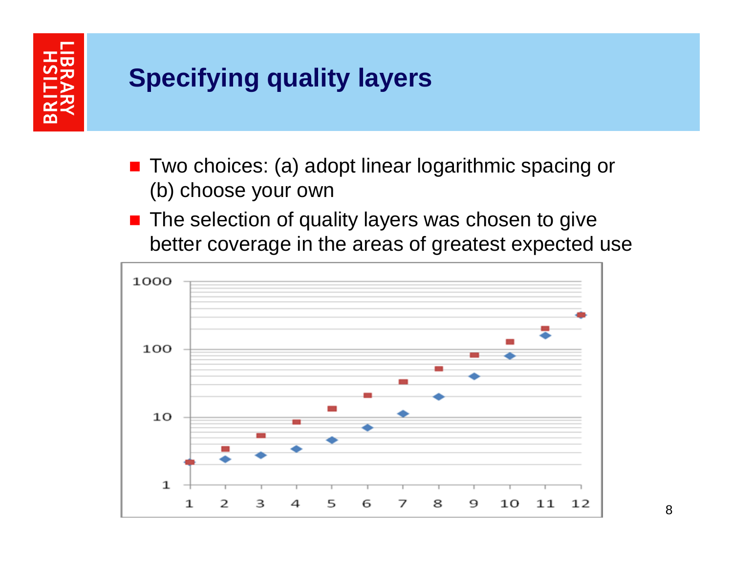# Specifying quality layers

- Two choices: (a) adopt linear logarithmic spacing or (b) choose your own
- The selection of quality layers was chosen to give better coverage in the areas of greatest expected use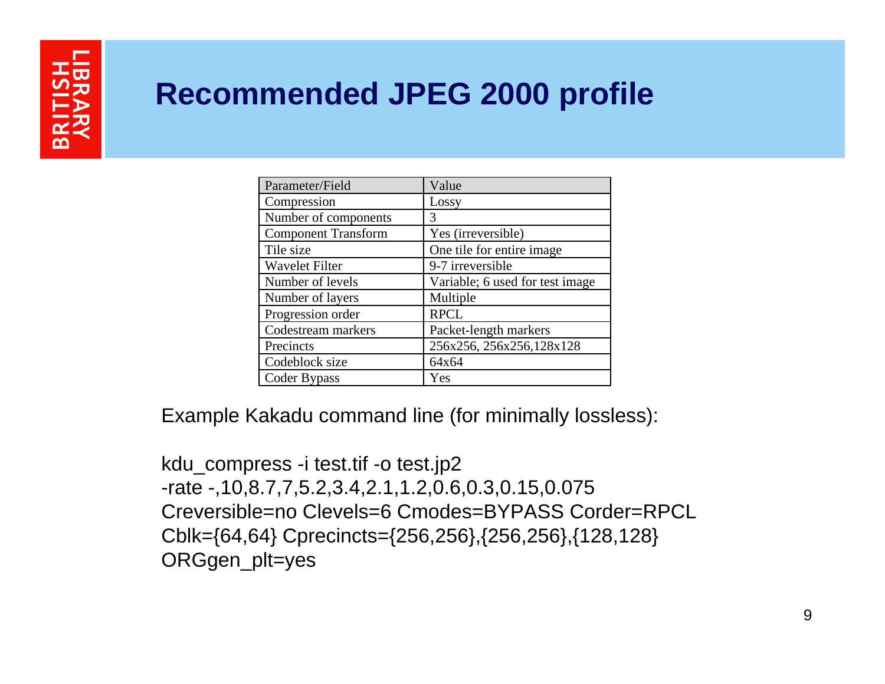# Recommended JPEG 2000 profile

| Parameter/Field | Value |
|---|---|
| Compression | Lossy |
| Number of components | 3 |
| Component Transform | Yes (irreversible) |
| Tile size | One tile for entire image |
| Wavelet Filter | 9-7 irreversible |
| Number of levels | Variable; 6 used for test image |
| Number of layers | Multiple |
| Progression order | RPCL |
| Codestream markers | Packet-length markers |
| Precincts | 256x256, 256x256,128x128 |
| Codeblock size | 64x64 |
| Coder Bypass | Yes |

Example Kakadu command line (for minimally lossless):

```
kdu_compress -i test.tif -o test.jp2
-rate -,10,8.7,7,5.2,3.4,2.1,1.2,0.6,0.3,0.15,0.075
Creversible=no Clevels=6 Cmodes=BYPASS Corder=RPCL
Cblk={64,64} Cprecincts={256,256},{256,256},{128,128}
ORGgen_plt=yes
```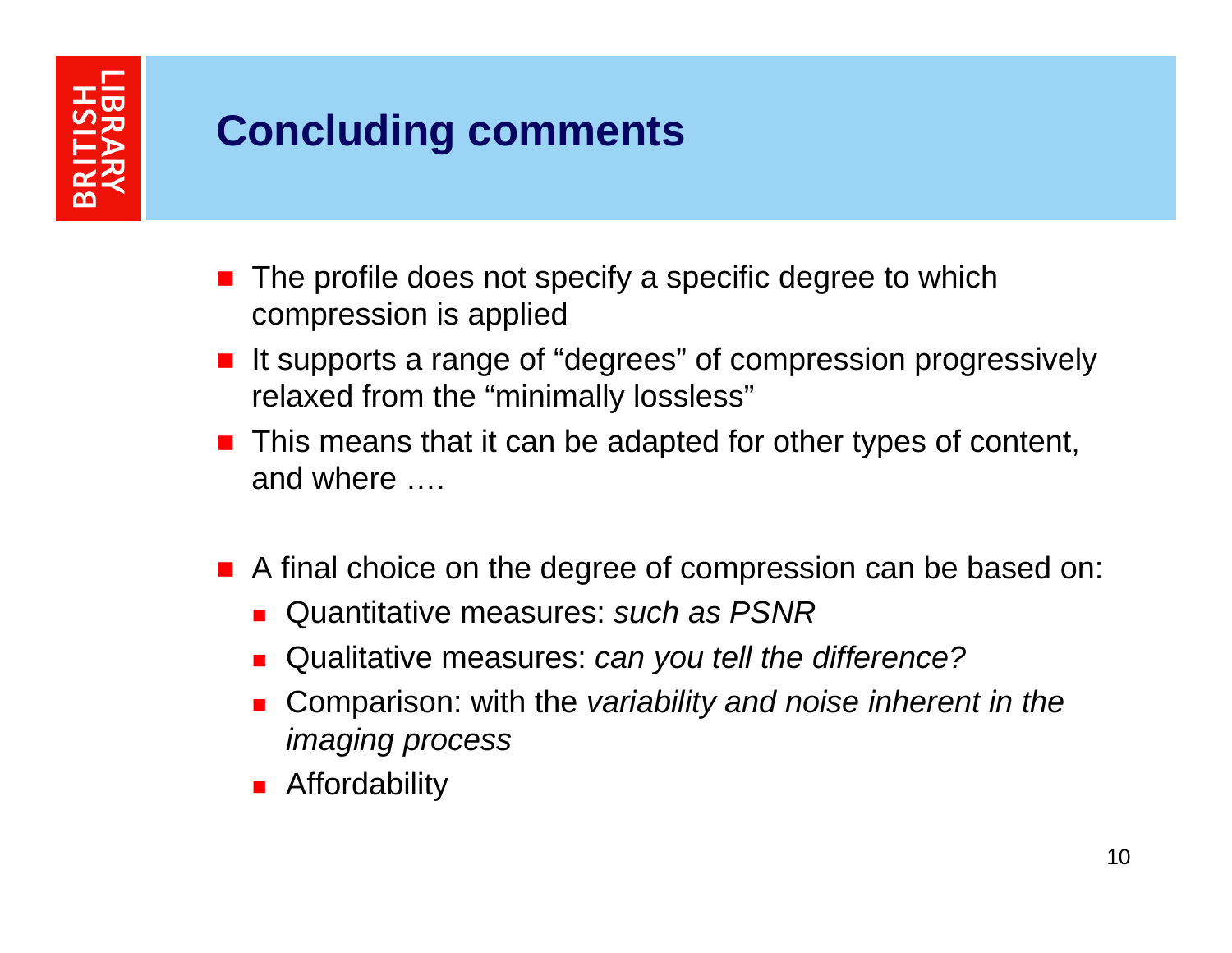# Concluding comments

- The profile does not specify a specific degree to which compression is applied
- It supports a range of “degrees” of compression progressively relaxed from the “minimally lossless”
- This means that it can be adapted for other types of content, and where ….

- A final choice on the degree of compression can be based on:
  - Quantitative measures: *such as PSNR*
  - Qualitative measures: *can you tell the difference?*
  - Comparison: with the *variability and noise inherent in the imaging process*
  - Affordability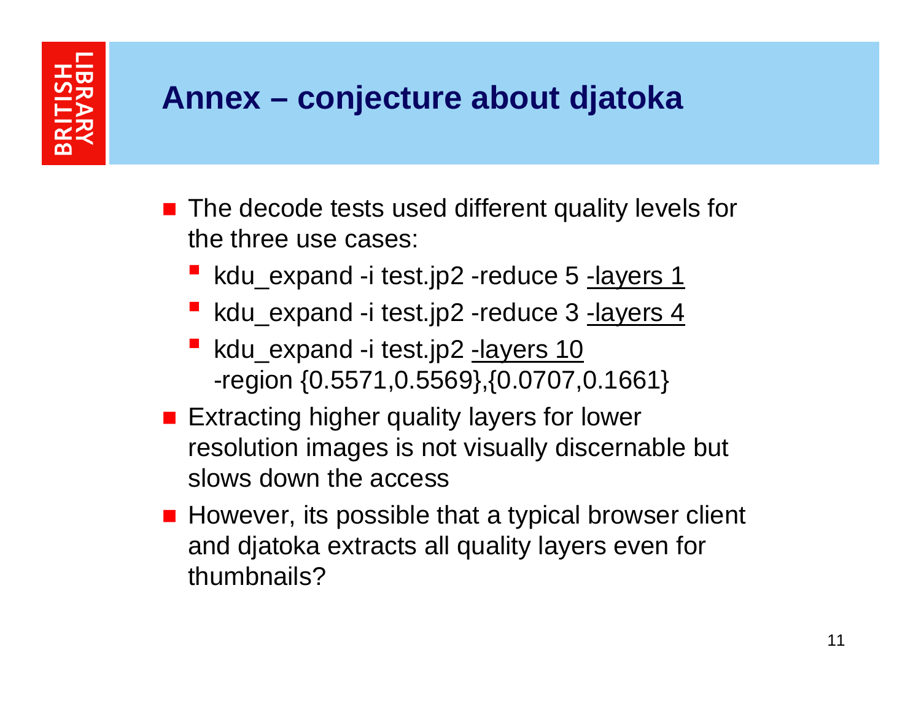# Annex – conjecture about djatoka

- The decode tests used different quality levels for the three use cases:
  - kdu_expand -i test.jp2 -reduce 5 <u>-layers 1</u>
  - kdu_expand -i test.jp2 -reduce 3 <u>-layers 4</u>
  - kdu_expand -i test.jp2 <u>-layers 10</u> -region {0.5571,0.5569},{0.0707,0.1661}
- Extracting higher quality layers for lower resolution images is not visually discernable but slows down the access
- However, its possible that a typical browser client and djatoka extracts all quality layers even for thumbnails?